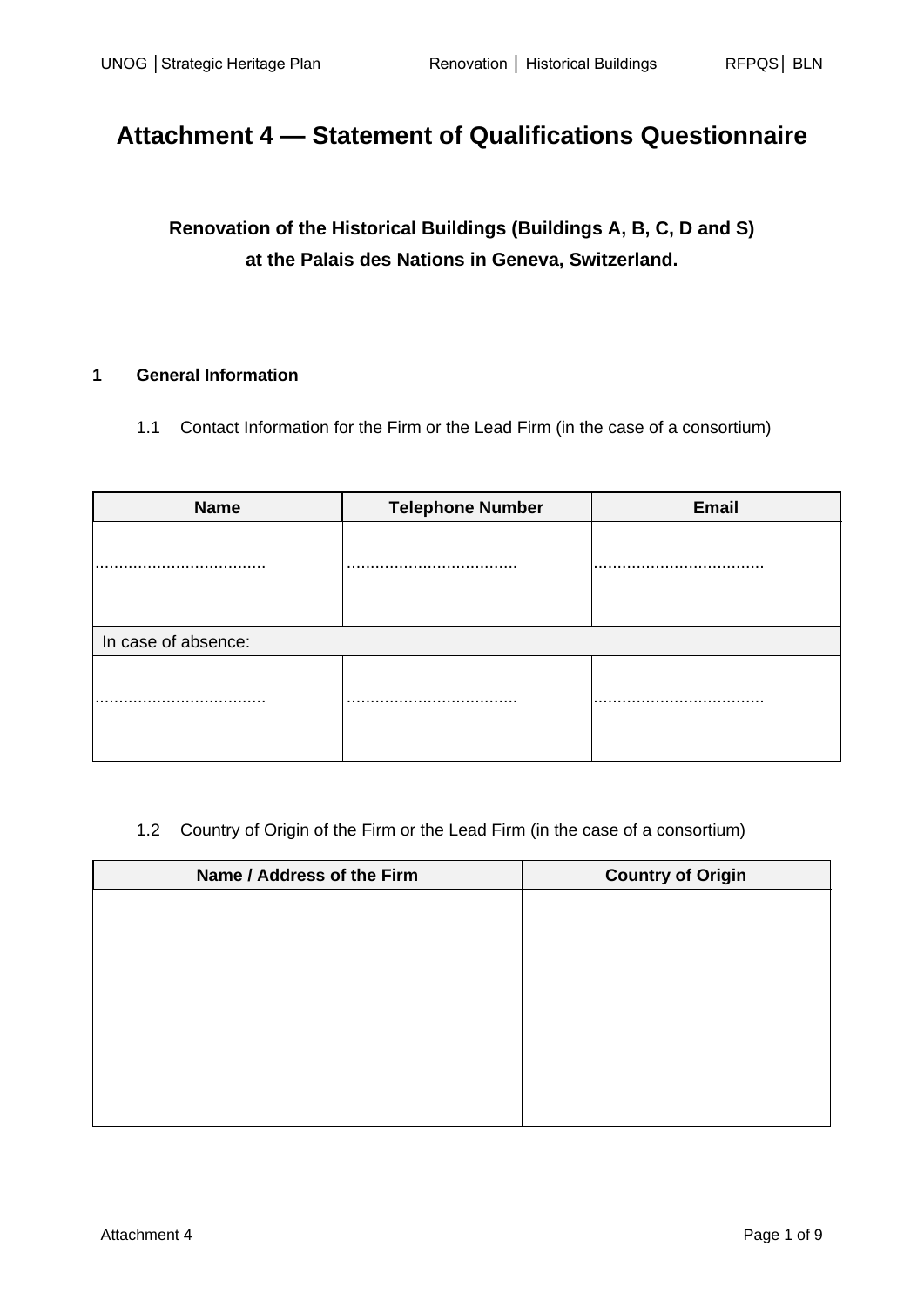# Attachment 4 — Statement of Qualifications Questionnaire

## Renovation of the Historical Buildings (Buildings A, B, C, D and S) at the Palais des Nations in Geneva, Switzerland.

### 1 General Information

1.1 Contact Information for the Firm or the Lead Firm (in the case of a consortium)

| Name | Telephone Number | Email |
|---|---|---|
| .................................... | .................................... | .................................... |
| In case of absence: | | |
| .................................... | .................................... | .................................... |

1.2 Country of Origin of the Firm or the Lead Firm (in the case of a consortium)

| Name / Address of the Firm | Country of Origin |
|---|---|
| | |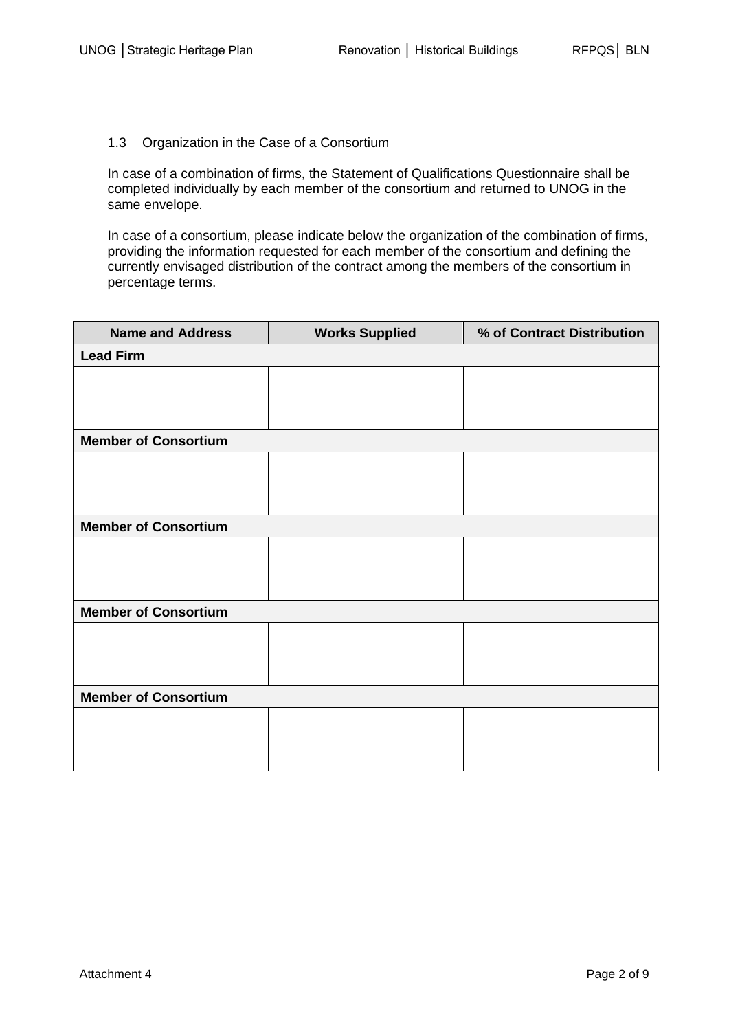### 1.3 Organization in the Case of a Consortium

In case of a combination of firms, the Statement of Qualifications Questionnaire shall be completed individually by each member of the consortium and returned to UNOG in the same envelope.

In case of a consortium, please indicate below the organization of the combination of firms, providing the information requested for each member of the consortium and defining the currently envisaged distribution of the contract among the members of the consortium in percentage terms.

| Name and Address | Works Supplied | % of Contract Distribution |
|---|---|---|
| **Lead Firm** | | |
| | | |
| **Member of Consortium** | | |
| | | |
| **Member of Consortium** | | |
| | | |
| **Member of Consortium** | | |
| | | |
| **Member of Consortium** | | |
| | | |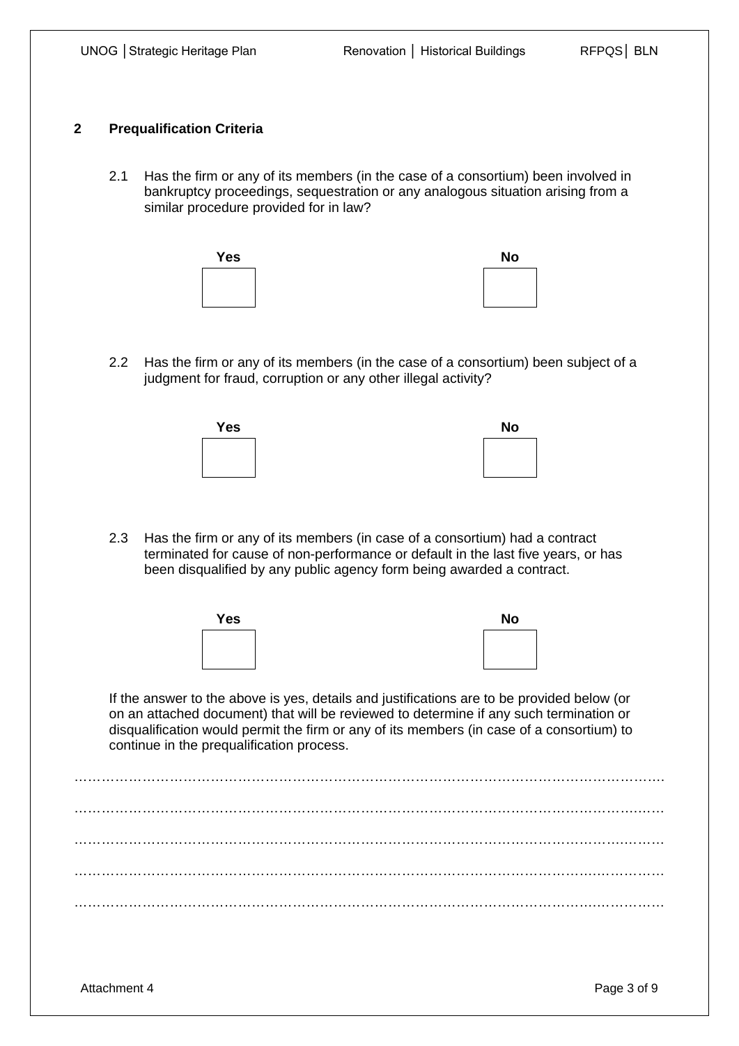## 2 Prequalification Criteria

2.1 Has the firm or any of its members (in the case of a consortium) been involved in bankruptcy proceedings, sequestration or any analogous situation arising from a similar procedure provided for in law?

**Yes** ☐ **No** ☐

2.2 Has the firm or any of its members (in the case of a consortium) been subject of a judgment for fraud, corruption or any other illegal activity?

**Yes** ☐ **No** ☐

2.3 Has the firm or any of its members (in case of a consortium) had a contract terminated for cause of non-performance or default in the last five years, or has been disqualified by any public agency form being awarded a contract.

**Yes** ☐ **No** ☐

If the answer to the above is yes, details and justifications are to be provided below (or on an attached document) that will be reviewed to determine if any such termination or disqualification would permit the firm or any of its members (in case of a consortium) to continue in the prequalification process.

……………………………………………………………………………………………………………

……………………………………………………………………………………………………………

……………………………………………………………………………………………………………

……………………………………………………………………………………………………………

……………………………………………………………………………………………………………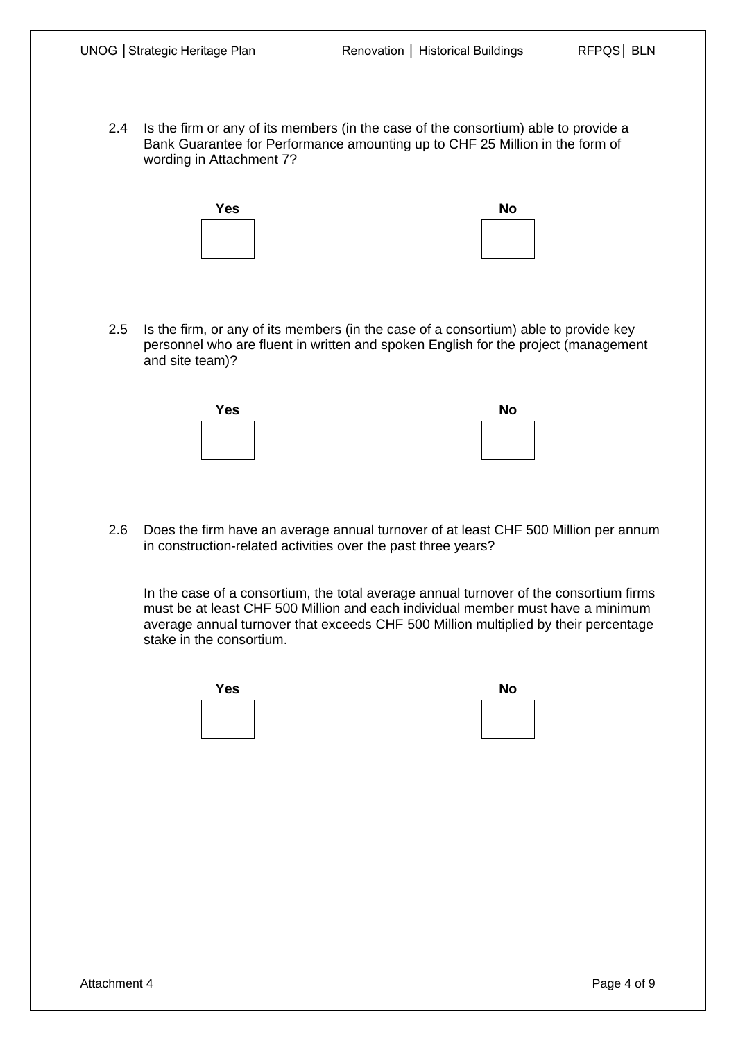2.4 Is the firm or any of its members (in the case of the consortium) able to provide a Bank Guarantee for Performance amounting up to CHF 25 Million in the form of wording in Attachment 7?

| **Yes** | **No** |
|---|---|
| | |

2.5 Is the firm, or any of its members (in the case of a consortium) able to provide key personnel who are fluent in written and spoken English for the project (management and site team)?

| **Yes** | **No** |
|---|---|
| | |

2.6 Does the firm have an average annual turnover of at least CHF 500 Million per annum in construction-related activities over the past three years?

In the case of a consortium, the total average annual turnover of the consortium firms must be at least CHF 500 Million and each individual member must have a minimum average annual turnover that exceeds CHF 500 Million multiplied by their percentage stake in the consortium.

| **Yes** | **No** |
|---|---|
| | |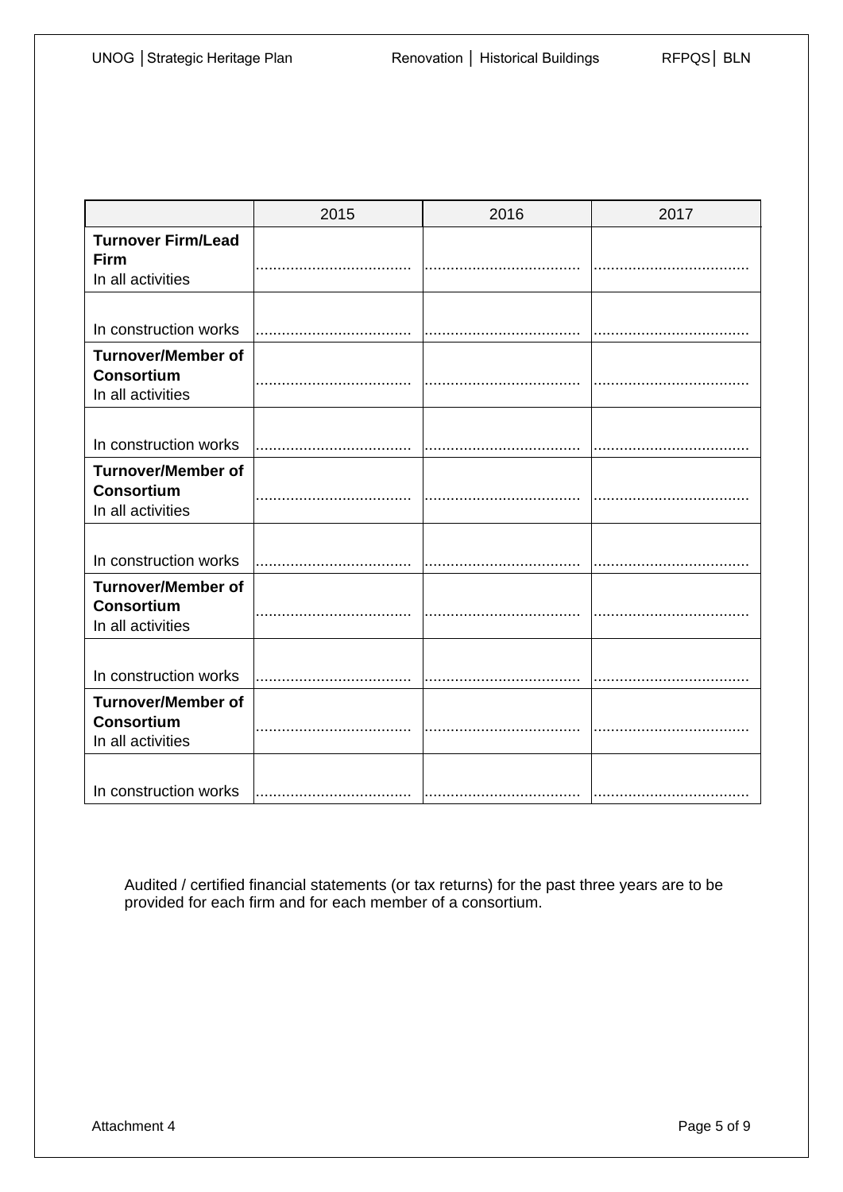| | 2015 | 2016 | 2017 |
|---|---|---|---|
| **Turnover Firm/Lead Firm** In all activities | .................................... | .................................... | .................................... |
| In construction works | .................................... | .................................... | .................................... |
| **Turnover/Member of Consortium** In all activities | .................................... | .................................... | .................................... |
| In construction works | .................................... | .................................... | .................................... |
| **Turnover/Member of Consortium** In all activities | .................................... | .................................... | .................................... |
| In construction works | .................................... | .................................... | .................................... |
| **Turnover/Member of Consortium** In all activities | .................................... | .................................... | .................................... |
| In construction works | .................................... | .................................... | .................................... |
| **Turnover/Member of Consortium** In all activities | .................................... | .................................... | .................................... |
| In construction works | .................................... | .................................... | .................................... |

Audited / certified financial statements (or tax returns) for the past three years are to be provided for each firm and for each member of a consortium.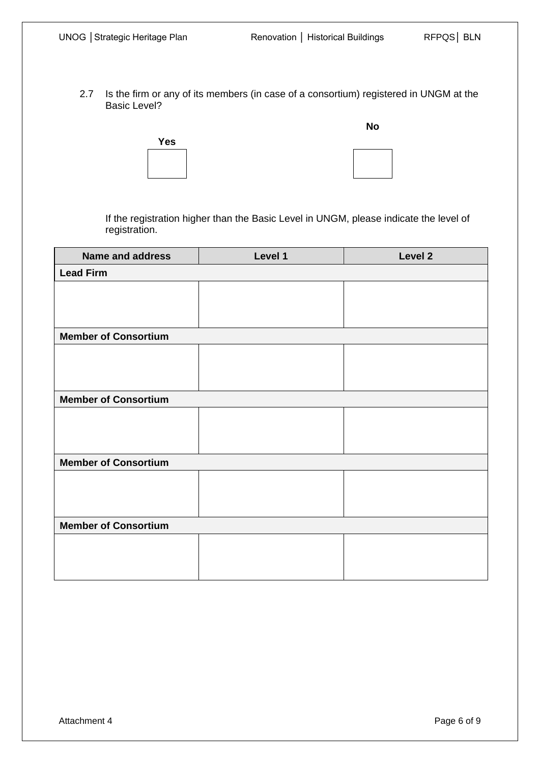2.7 Is the firm or any of its members (in case of a consortium) registered in UNGM at the Basic Level?

**Yes** ☐ **No** ☐

If the registration higher than the Basic Level in UNGM, please indicate the level of registration.

| Name and address | Level 1 | Level 2 |
|---|---|---|
| **Lead Firm** | | |
| | | |
| **Member of Consortium** | | |
| | | |
| **Member of Consortium** | | |
| | | |
| **Member of Consortium** | | |
| | | |
| **Member of Consortium** | | |
| | | |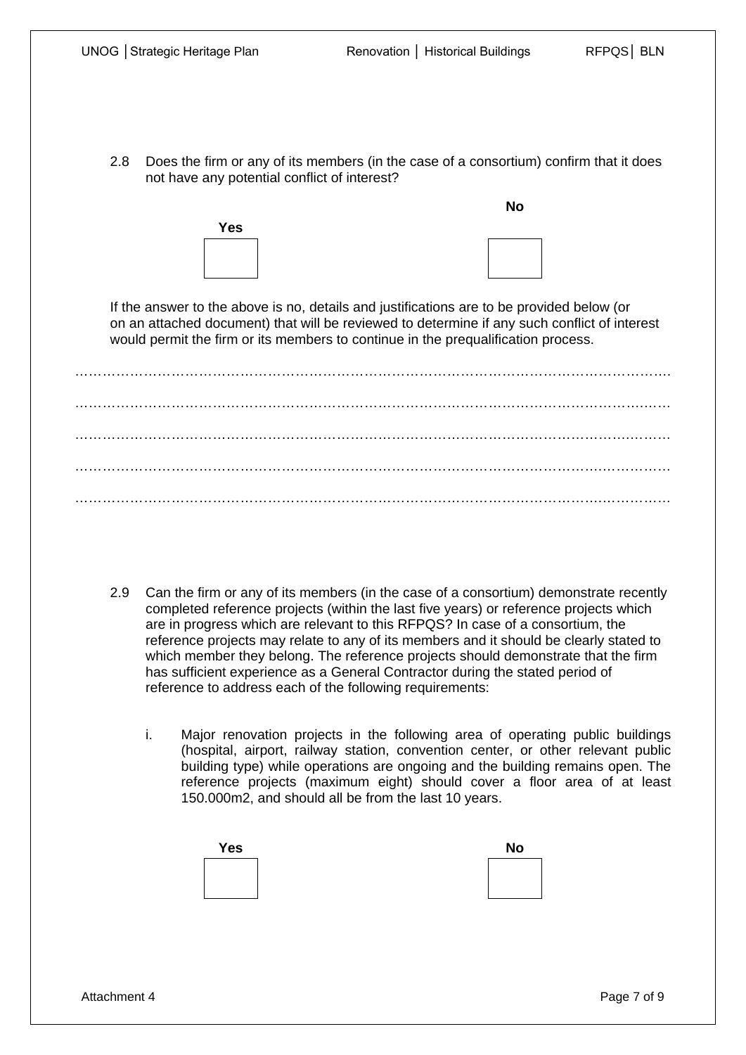2.8 Does the firm or any of its members (in the case of a consortium) confirm that it does not have any potential conflict of interest?

| Yes | No |
|---|---|
| ☐ | ☐ |

If the answer to the above is no, details and justifications are to be provided below (or on an attached document) that will be reviewed to determine if any such conflict of interest would permit the firm or its members to continue in the prequalification process.

…………………………………………………………………………………………………………………

…………………………………………………………………………………………………………………

…………………………………………………………………………………………………………………

…………………………………………………………………………………………………………………

…………………………………………………………………………………………………………………

2.9 Can the firm or any of its members (in the case of a consortium) demonstrate recently completed reference projects (within the last five years) or reference projects which are in progress which are relevant to this RFPQS? In case of a consortium, the reference projects may relate to any of its members and it should be clearly stated to which member they belong. The reference projects should demonstrate that the firm has sufficient experience as a General Contractor during the stated period of reference to address each of the following requirements:

i. Major renovation projects in the following area of operating public buildings (hospital, airport, railway station, convention center, or other relevant public building type) while operations are ongoing and the building remains open. The reference projects (maximum eight) should cover a floor area of at least 150.000m2, and should all be from the last 10 years.

| Yes | No |
|---|---|
| ☐ | ☐ |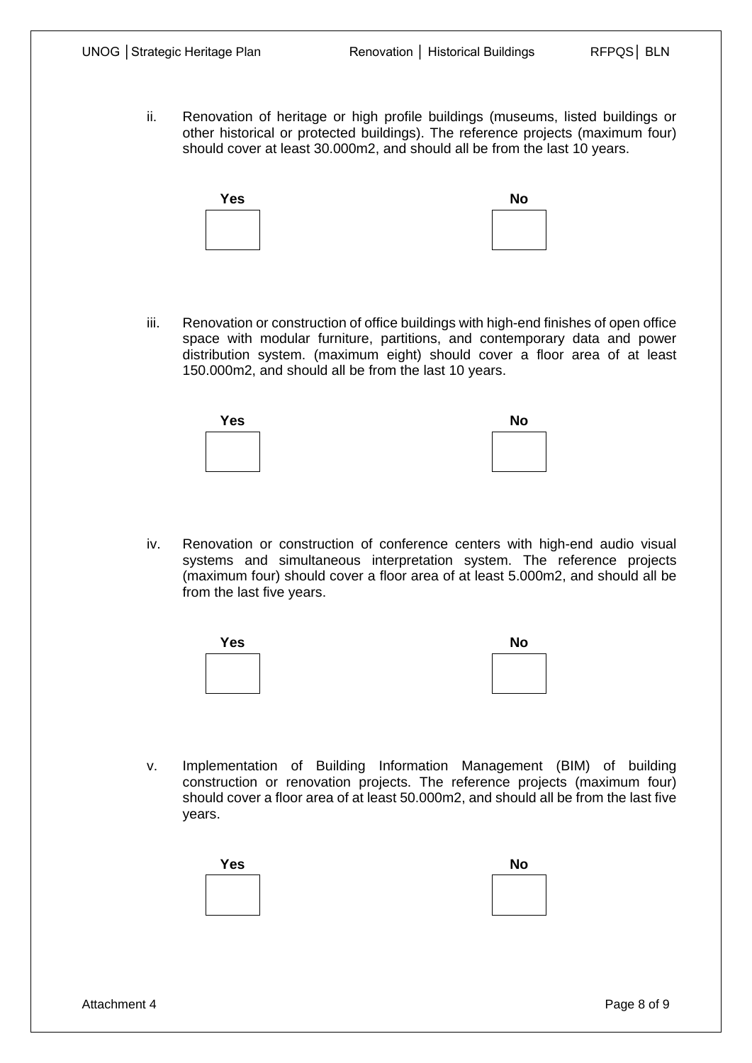ii. Renovation of heritage or high profile buildings (museums, listed buildings or other historical or protected buildings). The reference projects (maximum four) should cover at least 30.000m2, and should all be from the last 10 years.

| Yes | No |
|---|---|
| ☐ | ☐ |

iii. Renovation or construction of office buildings with high-end finishes of open office space with modular furniture, partitions, and contemporary data and power distribution system. (maximum eight) should cover a floor area of at least 150.000m2, and should all be from the last 10 years.

| Yes | No |
|---|---|
| ☐ | ☐ |

iv. Renovation or construction of conference centers with high-end audio visual systems and simultaneous interpretation system. The reference projects (maximum four) should cover a floor area of at least 5.000m2, and should all be from the last five years.

| Yes | No |
|---|---|
| ☐ | ☐ |

v. Implementation of Building Information Management (BIM) of building construction or renovation projects. The reference projects (maximum four) should cover a floor area of at least 50.000m2, and should all be from the last five years.

| Yes | No |
|---|---|
| ☐ | ☐ |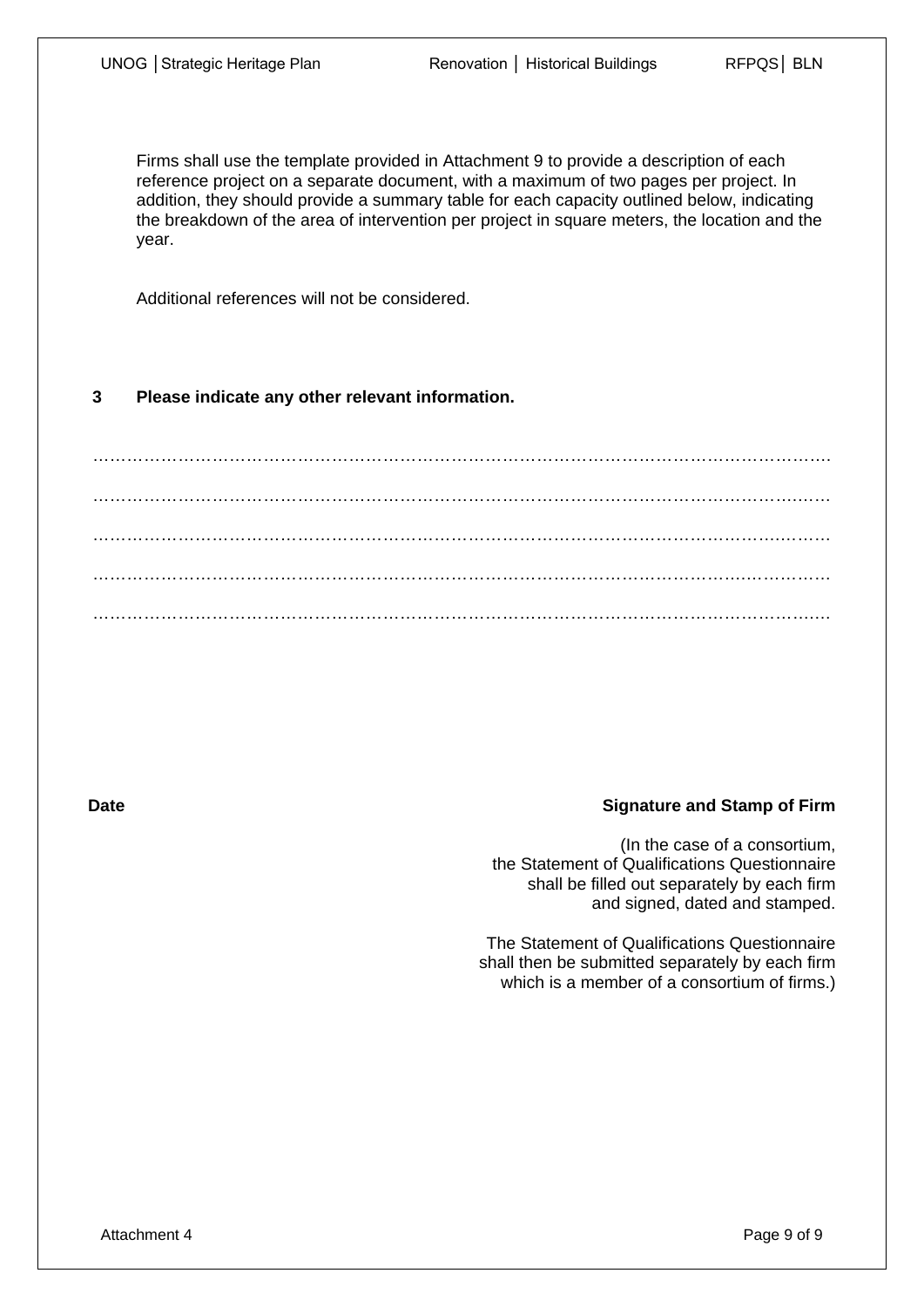Firms shall use the template provided in Attachment 9 to provide a description of each reference project on a separate document, with a maximum of two pages per project. In addition, they should provide a summary table for each capacity outlined below, indicating the breakdown of the area of intervention per project in square meters, the location and the year.

Additional references will not be considered.

### 3 Please indicate any other relevant information.

…………………………………………………………………………………………………………………

…………………………………………………………………………………………………………………

…………………………………………………………………………………………………………………

…………………………………………………………………………………………………………………

…………………………………………………………………………………………………………………

**Date**

**Signature and Stamp of Firm**

(In the case of a consortium, the Statement of Qualifications Questionnaire shall be filled out separately by each firm and signed, dated and stamped.

The Statement of Qualifications Questionnaire shall then be submitted separately by each firm which is a member of a consortium of firms.)